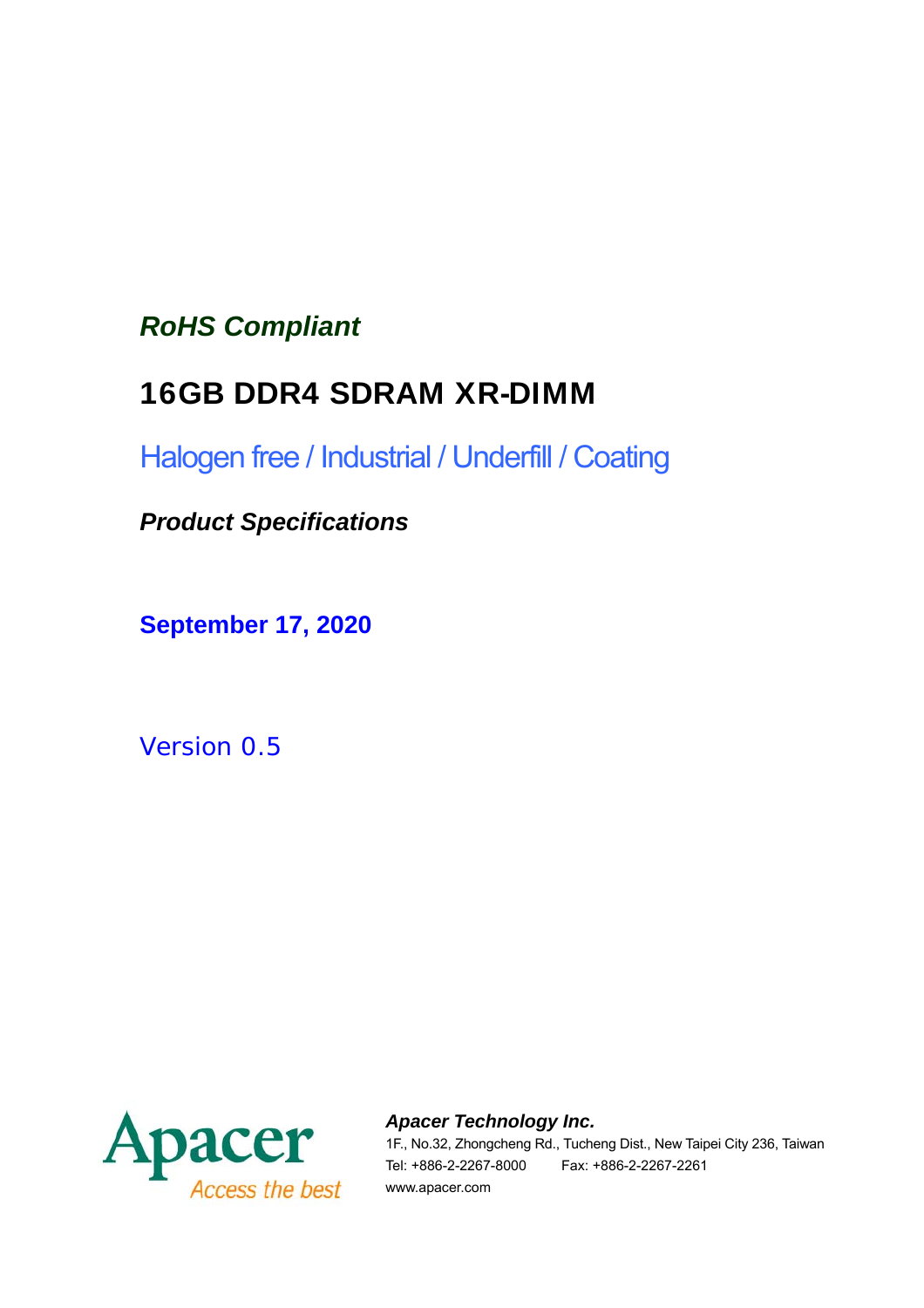*RoHS Compliant*

# 16GB DDR4 SDRAM XR-DIMM

Halogen free / Industrial / Underfill / Coating

***Product Specifications***

**September 17, 2020**

Version 0.5

Apacer
Access the best

***Apacer Technology Inc.***
1F., No.32, Zhongcheng Rd., Tucheng Dist., New Taipei City 236, Taiwan
Tel: +886-2-2267-8000 Fax: +886-2-2267-2261
www.apacer.com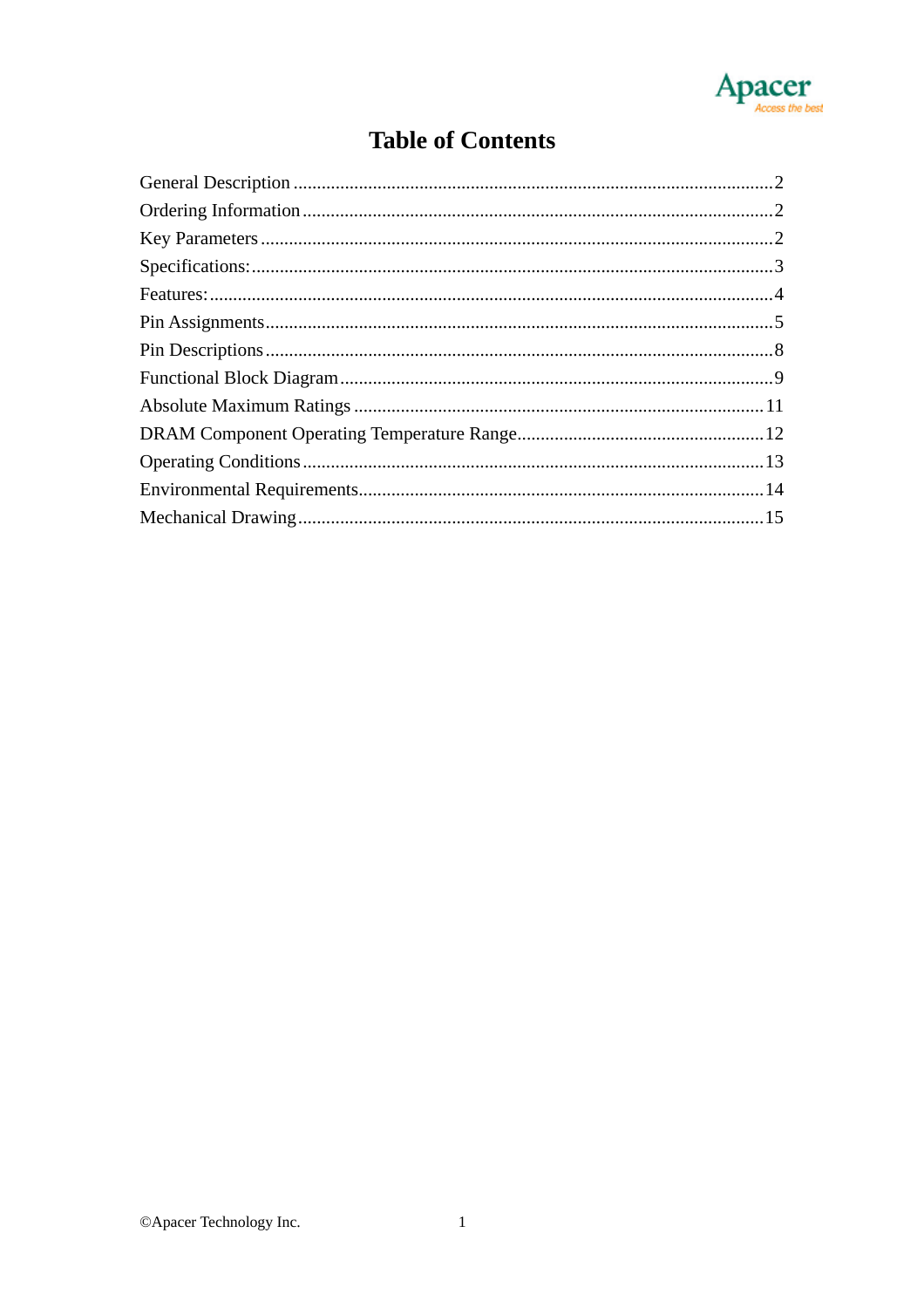# Table of Contents

General Description ......................................................................................................2
Ordering Information ....................................................................................................2
Key Parameters .............................................................................................................2
Specifications: ...............................................................................................................3
Features: .......................................................................................................................4
Pin Assignments ............................................................................................................5
Pin Descriptions ............................................................................................................8
Functional Block Diagram ............................................................................................9
Absolute Maximum Ratings .......................................................................................11
DRAM Component Operating Temperature Range .....................................................12
Operating Conditions ..................................................................................................13
Environmental Requirements ......................................................................................14
Mechanical Drawing ...................................................................................................15

©Apacer Technology Inc.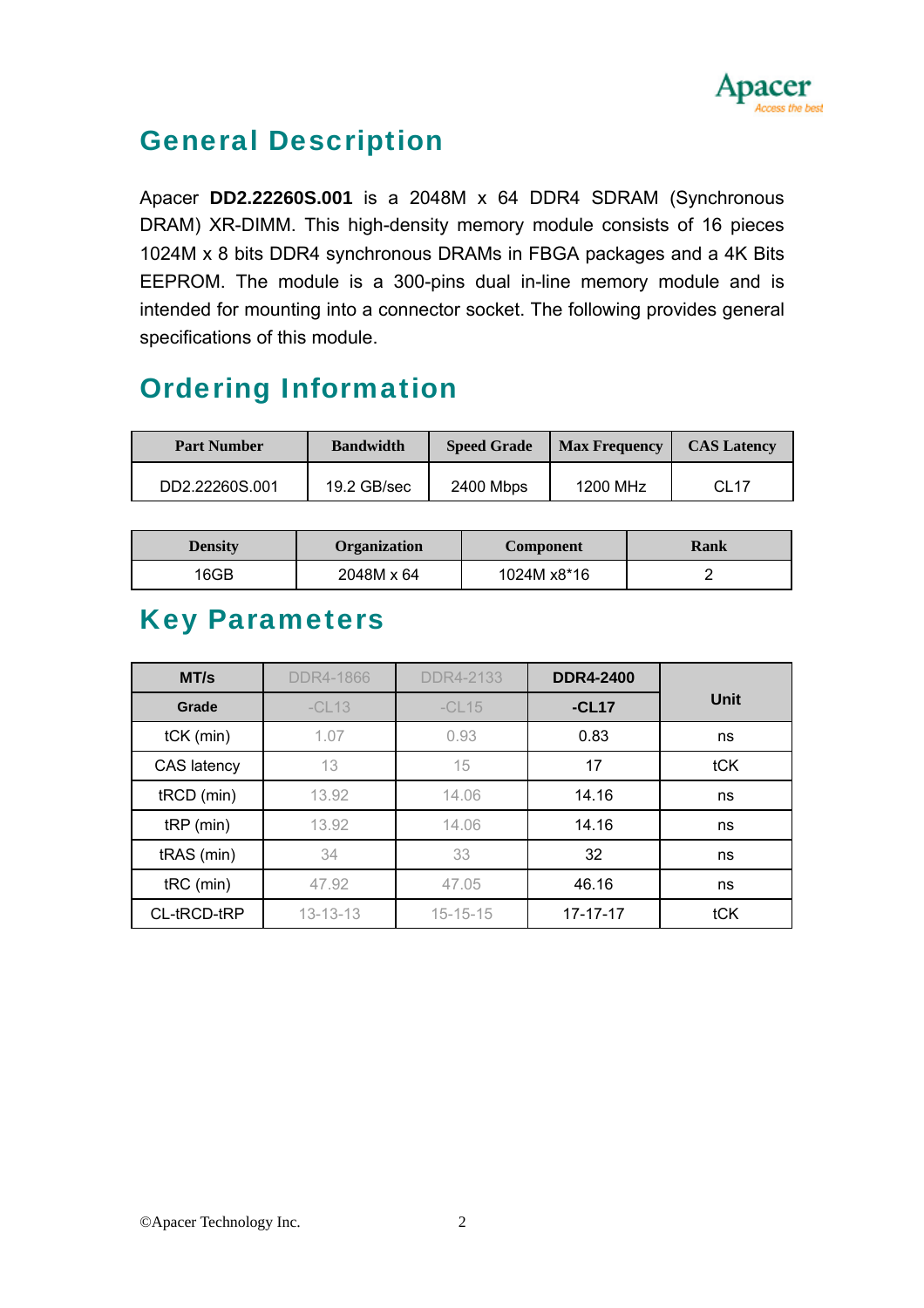## General Description

Apacer **DD2.22260S.001** is a 2048M x 64 DDR4 SDRAM (Synchronous DRAM) XR-DIMM. This high-density memory module consists of 16 pieces 1024M x 8 bits DDR4 synchronous DRAMs in FBGA packages and a 4K Bits EEPROM. The module is a 300-pins dual in-line memory module and is intended for mounting into a connector socket. The following provides general specifications of this module.

## Ordering Information

| Part Number | Bandwidth | Speed Grade | Max Frequency | CAS Latency |
|---|---|---|---|---|
| DD2.22260S.001 | 19.2 GB/sec | 2400 Mbps | 1200 MHz | CL17 |

| Density | Organization | Component | Rank |
|---|---|---|---|
| 16GB | 2048M x 64 | 1024M x8*16 | 2 |

## Key Parameters

| MT/s | DDR4-1866 | DDR4-2133 | DDR4-2400 | Unit |
|---|---|---|---|---|
| Grade | -CL13 | -CL15 | -CL17 | |
| tCK (min) | 1.07 | 0.93 | 0.83 | ns |
| CAS latency | 13 | 15 | 17 | tCK |
| tRCD (min) | 13.92 | 14.06 | 14.16 | ns |
| tRP (min) | 13.92 | 14.06 | 14.16 | ns |
| tRAS (min) | 34 | 33 | 32 | ns |
| tRC (min) | 47.92 | 47.05 | 46.16 | ns |
| CL-tRCD-tRP | 13-13-13 | 15-15-15 | 17-17-17 | tCK |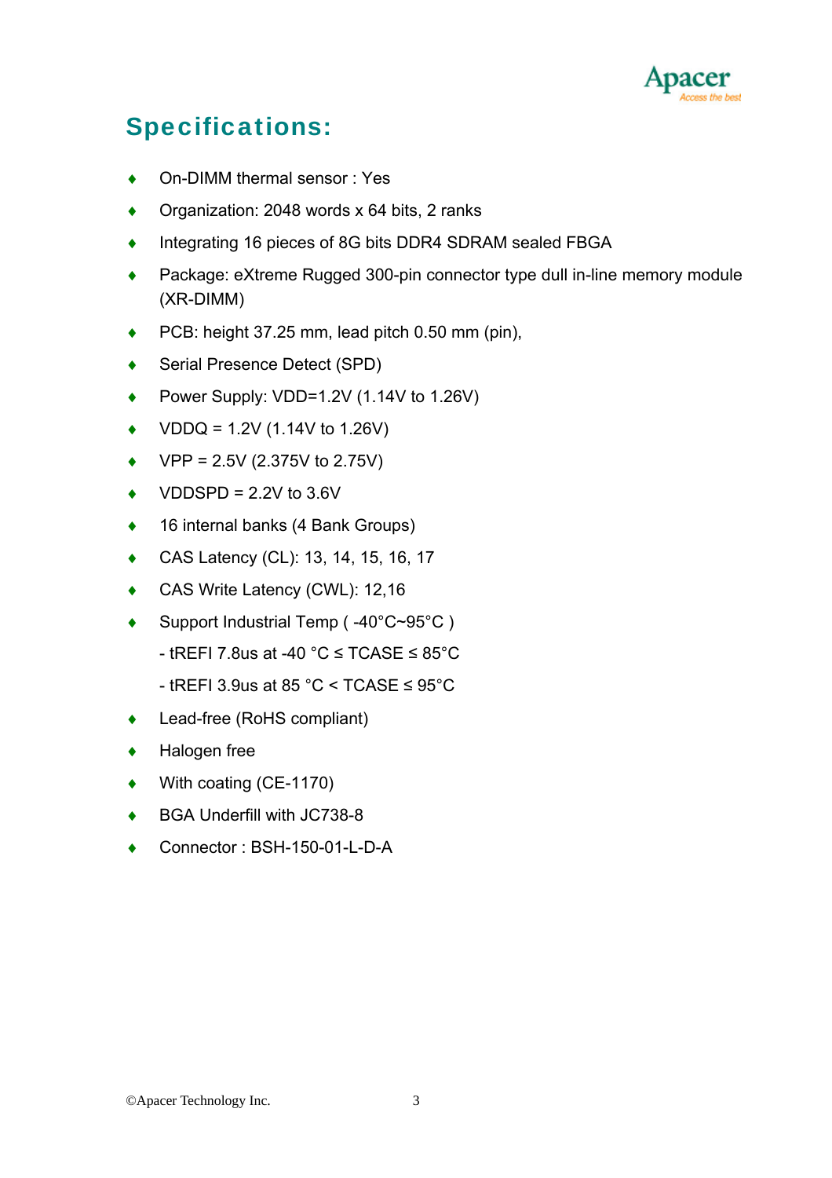## Specifications:

- On-DIMM thermal sensor : Yes
- Organization: 2048 words x 64 bits, 2 ranks
- Integrating 16 pieces of 8G bits DDR4 SDRAM sealed FBGA
- Package: eXtreme Rugged 300-pin connector type dull in-line memory module (XR-DIMM)
- PCB: height 37.25 mm, lead pitch 0.50 mm (pin),
- Serial Presence Detect (SPD)
- Power Supply: VDD=1.2V (1.14V to 1.26V)
- VDDQ = 1.2V (1.14V to 1.26V)
- VPP = 2.5V (2.375V to 2.75V)
- VDDSPD = 2.2V to 3.6V
- 16 internal banks (4 Bank Groups)
- CAS Latency (CL): 13, 14, 15, 16, 17
- CAS Write Latency (CWL): 12,16
- Support Industrial Temp ( -40°C~95°C )

  - tREFI 7.8us at -40 °C ≤ TCASE ≤ 85°C

  - tREFI 3.9us at 85 °C < TCASE ≤ 95°C
- Lead-free (RoHS compliant)
- Halogen free
- With coating (CE-1170)
- BGA Underfill with JC738-8
- Connector : BSH-150-01-L-D-A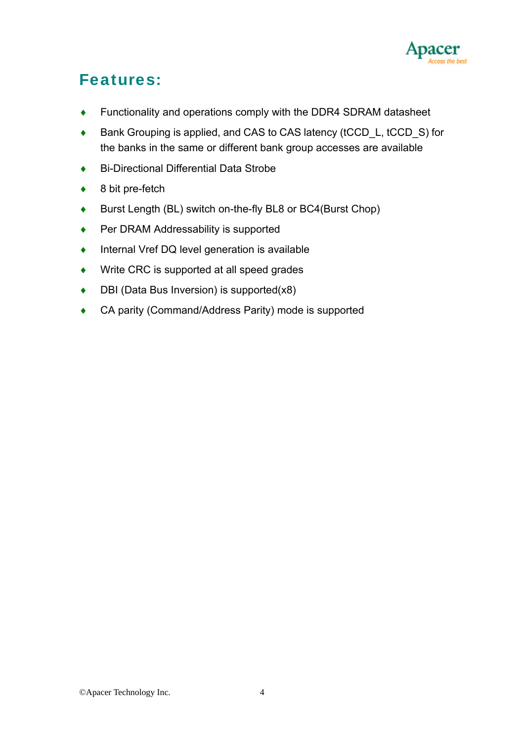## Features:

- Functionality and operations comply with the DDR4 SDRAM datasheet
- Bank Grouping is applied, and CAS to CAS latency (tCCD_L, tCCD_S) for the banks in the same or different bank group accesses are available
- Bi-Directional Differential Data Strobe
- 8 bit pre-fetch
- Burst Length (BL) switch on-the-fly BL8 or BC4(Burst Chop)
- Per DRAM Addressability is supported
- Internal Vref DQ level generation is available
- Write CRC is supported at all speed grades
- DBI (Data Bus Inversion) is supported(x8)
- CA parity (Command/Address Parity) mode is supported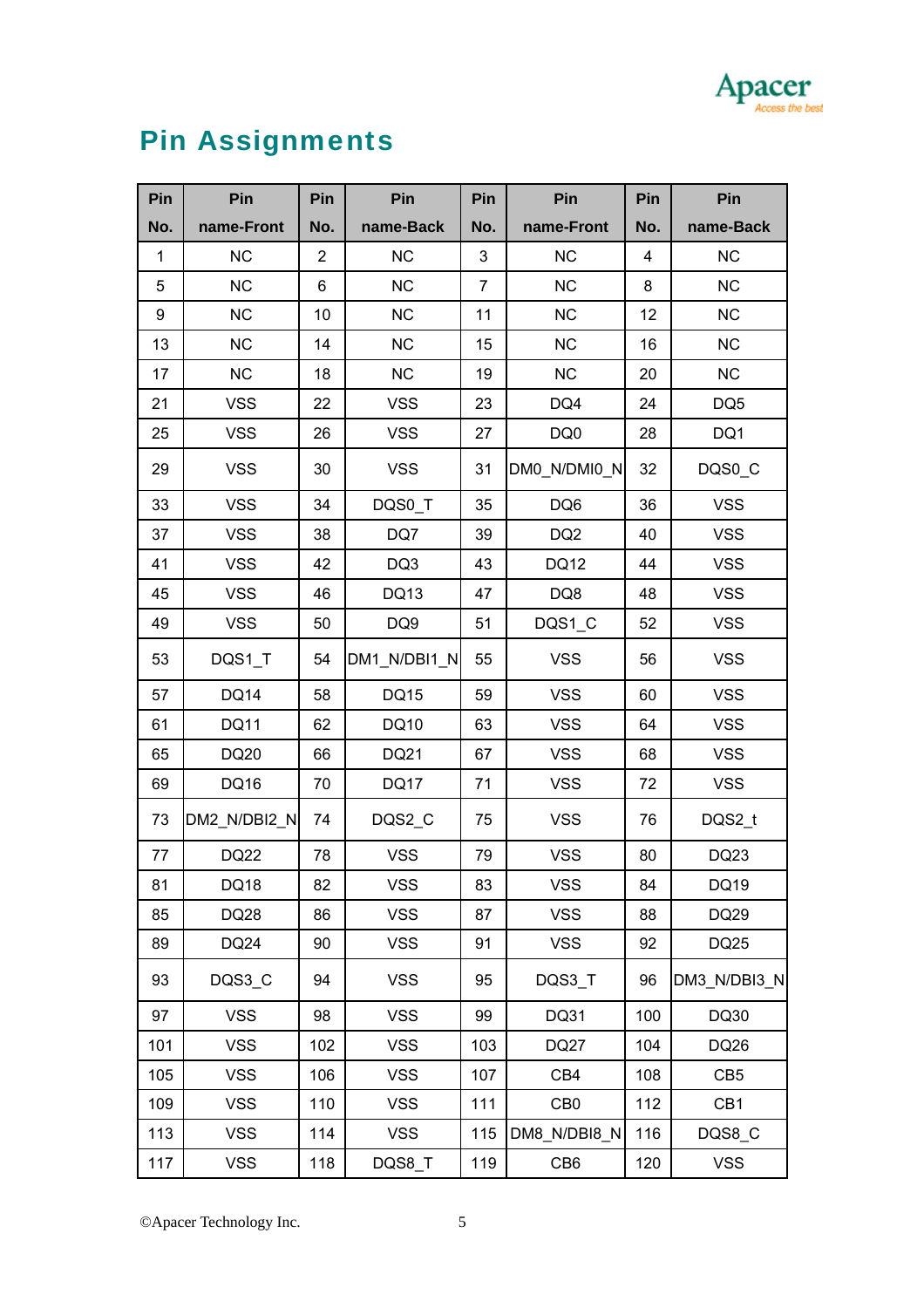# Pin Assignments

| Pin No. | Pin name-Front | Pin No. | Pin name-Back | Pin No. | Pin name-Front | Pin No. | Pin name-Back |
|---|---|---|---|---|---|---|---|
| 1 | NC | 2 | NC | 3 | NC | 4 | NC |
| 5 | NC | 6 | NC | 7 | NC | 8 | NC |
| 9 | NC | 10 | NC | 11 | NC | 12 | NC |
| 13 | NC | 14 | NC | 15 | NC | 16 | NC |
| 17 | NC | 18 | NC | 19 | NC | 20 | NC |
| 21 | VSS | 22 | VSS | 23 | DQ4 | 24 | DQ5 |
| 25 | VSS | 26 | VSS | 27 | DQ0 | 28 | DQ1 |
| 29 | VSS | 30 | VSS | 31 | DM0_N/DMI0_N | 32 | DQS0_C |
| 33 | VSS | 34 | DQS0_T | 35 | DQ6 | 36 | VSS |
| 37 | VSS | 38 | DQ7 | 39 | DQ2 | 40 | VSS |
| 41 | VSS | 42 | DQ3 | 43 | DQ12 | 44 | VSS |
| 45 | VSS | 46 | DQ13 | 47 | DQ8 | 48 | VSS |
| 49 | VSS | 50 | DQ9 | 51 | DQS1_C | 52 | VSS |
| 53 | DQS1_T | 54 | DM1_N/DBI1_N | 55 | VSS | 56 | VSS |
| 57 | DQ14 | 58 | DQ15 | 59 | VSS | 60 | VSS |
| 61 | DQ11 | 62 | DQ10 | 63 | VSS | 64 | VSS |
| 65 | DQ20 | 66 | DQ21 | 67 | VSS | 68 | VSS |
| 69 | DQ16 | 70 | DQ17 | 71 | VSS | 72 | VSS |
| 73 | DM2_N/DBI2_N | 74 | DQS2_C | 75 | VSS | 76 | DQS2_t |
| 77 | DQ22 | 78 | VSS | 79 | VSS | 80 | DQ23 |
| 81 | DQ18 | 82 | VSS | 83 | VSS | 84 | DQ19 |
| 85 | DQ28 | 86 | VSS | 87 | VSS | 88 | DQ29 |
| 89 | DQ24 | 90 | VSS | 91 | VSS | 92 | DQ25 |
| 93 | DQS3_C | 94 | VSS | 95 | DQS3_T | 96 | DM3_N/DBI3_N |
| 97 | VSS | 98 | VSS | 99 | DQ31 | 100 | DQ30 |
| 101 | VSS | 102 | VSS | 103 | DQ27 | 104 | DQ26 |
| 105 | VSS | 106 | VSS | 107 | CB4 | 108 | CB5 |
| 109 | VSS | 110 | VSS | 111 | CB0 | 112 | CB1 |
| 113 | VSS | 114 | VSS | 115 | DM8_N/DBI8_N | 116 | DQS8_C |
| 117 | VSS | 118 | DQS8_T | 119 | CB6 | 120 | VSS |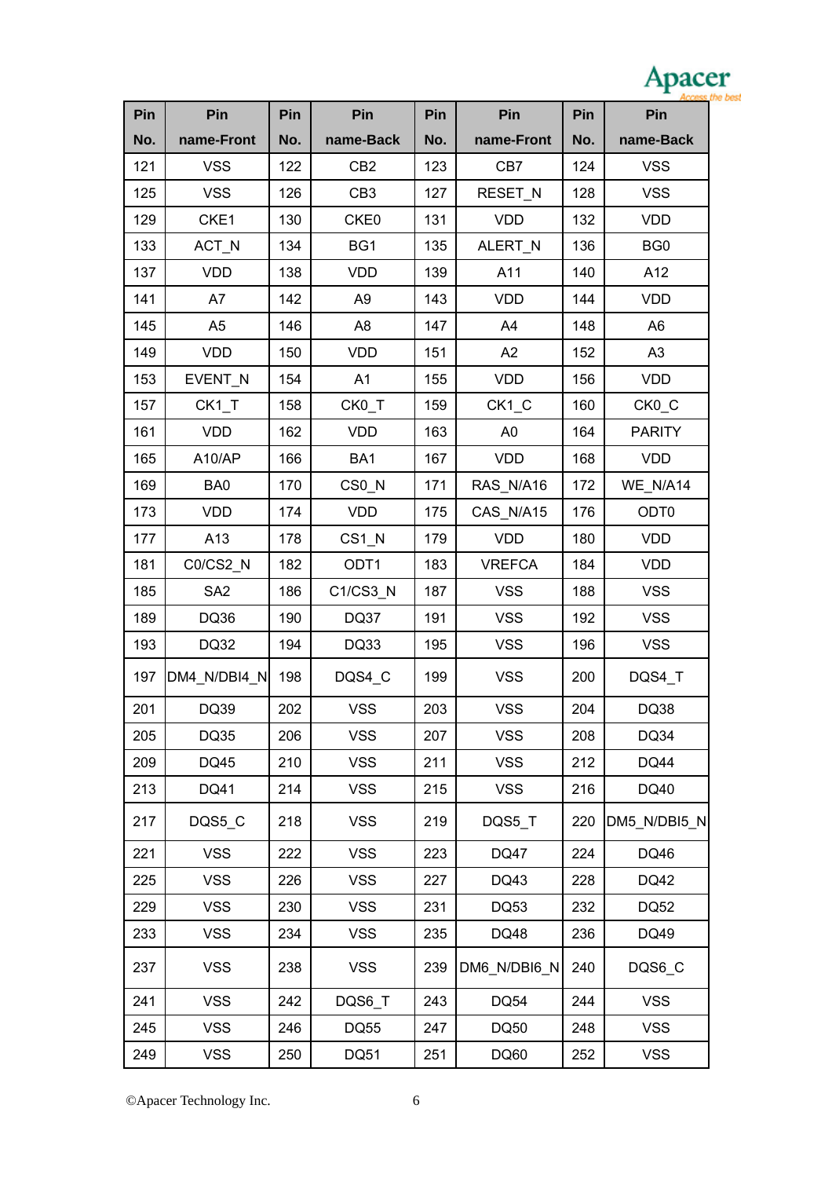| Pin No. | Pin name-Front | Pin No. | Pin name-Back | Pin No. | Pin name-Front | Pin No. | Pin name-Back |
|---|---|---|---|---|---|---|---|
| 121 | VSS | 122 | CB2 | 123 | CB7 | 124 | VSS |
| 125 | VSS | 126 | CB3 | 127 | RESET_N | 128 | VSS |
| 129 | CKE1 | 130 | CKE0 | 131 | VDD | 132 | VDD |
| 133 | ACT_N | 134 | BG1 | 135 | ALERT_N | 136 | BG0 |
| 137 | VDD | 138 | VDD | 139 | A11 | 140 | A12 |
| 141 | A7 | 142 | A9 | 143 | VDD | 144 | VDD |
| 145 | A5 | 146 | A8 | 147 | A4 | 148 | A6 |
| 149 | VDD | 150 | VDD | 151 | A2 | 152 | A3 |
| 153 | EVENT_N | 154 | A1 | 155 | VDD | 156 | VDD |
| 157 | CK1_T | 158 | CK0_T | 159 | CK1_C | 160 | CK0_C |
| 161 | VDD | 162 | VDD | 163 | A0 | 164 | PARITY |
| 165 | A10/AP | 166 | BA1 | 167 | VDD | 168 | VDD |
| 169 | BA0 | 170 | CS0_N | 171 | RAS_N/A16 | 172 | WE_N/A14 |
| 173 | VDD | 174 | VDD | 175 | CAS_N/A15 | 176 | ODT0 |
| 177 | A13 | 178 | CS1_N | 179 | VDD | 180 | VDD |
| 181 | C0/CS2_N | 182 | ODT1 | 183 | VREFCA | 184 | VDD |
| 185 | SA2 | 186 | C1/CS3_N | 187 | VSS | 188 | VSS |
| 189 | DQ36 | 190 | DQ37 | 191 | VSS | 192 | VSS |
| 193 | DQ32 | 194 | DQ33 | 195 | VSS | 196 | VSS |
| 197 | DM4_N/DBI4_N | 198 | DQS4_C | 199 | VSS | 200 | DQS4_T |
| 201 | DQ39 | 202 | VSS | 203 | VSS | 204 | DQ38 |
| 205 | DQ35 | 206 | VSS | 207 | VSS | 208 | DQ34 |
| 209 | DQ45 | 210 | VSS | 211 | VSS | 212 | DQ44 |
| 213 | DQ41 | 214 | VSS | 215 | VSS | 216 | DQ40 |
| 217 | DQS5_C | 218 | VSS | 219 | DQS5_T | 220 | DM5_N/DBI5_N |
| 221 | VSS | 222 | VSS | 223 | DQ47 | 224 | DQ46 |
| 225 | VSS | 226 | VSS | 227 | DQ43 | 228 | DQ42 |
| 229 | VSS | 230 | VSS | 231 | DQ53 | 232 | DQ52 |
| 233 | VSS | 234 | VSS | 235 | DQ48 | 236 | DQ49 |
| 237 | VSS | 238 | VSS | 239 | DM6_N/DBI6_N | 240 | DQS6_C |
| 241 | VSS | 242 | DQS6_T | 243 | DQ54 | 244 | VSS |
| 245 | VSS | 246 | DQ55 | 247 | DQ50 | 248 | VSS |
| 249 | VSS | 250 | DQ51 | 251 | DQ60 | 252 | VSS |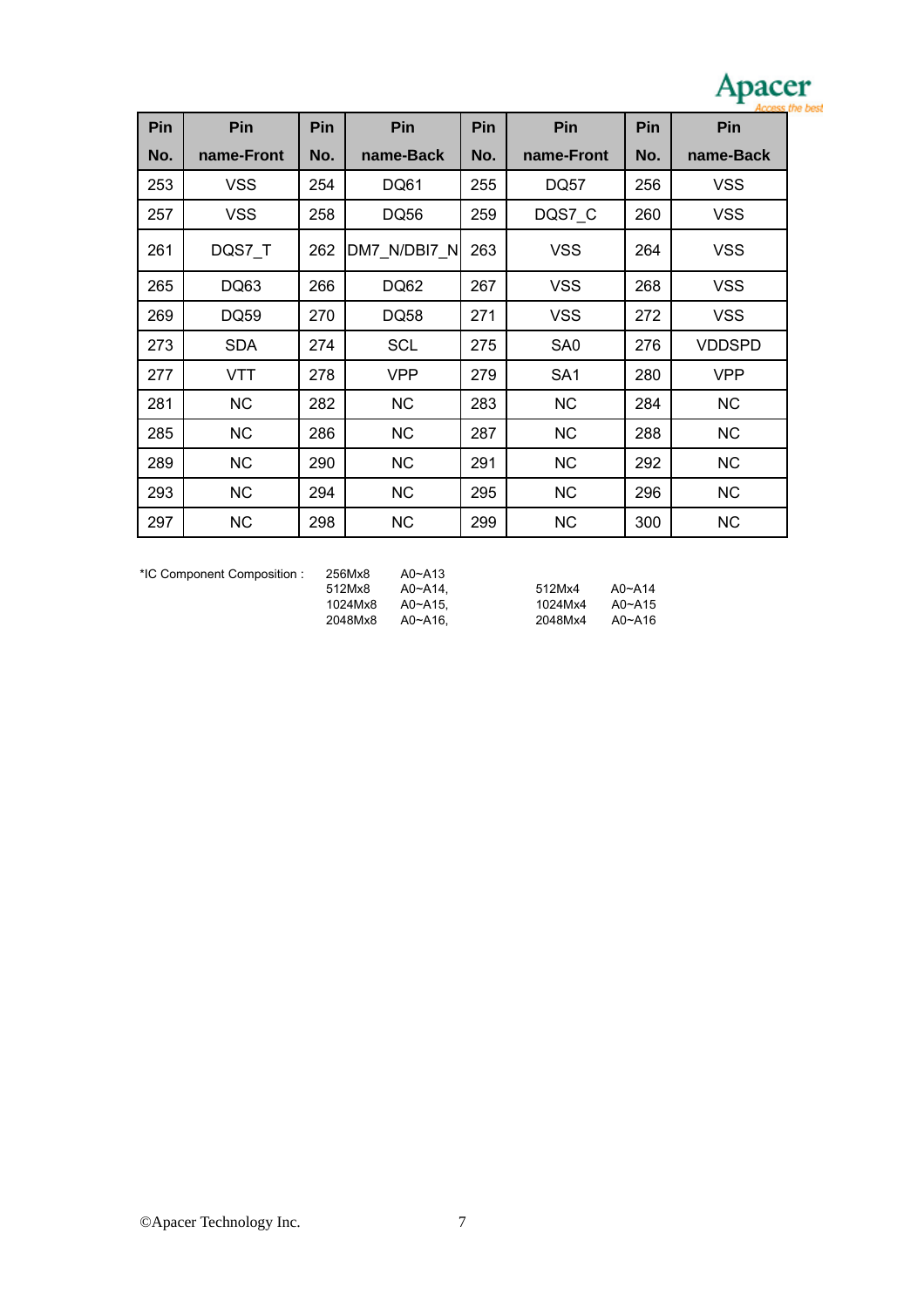| Pin No. | Pin name-Front | Pin No. | Pin name-Back | Pin No. | Pin name-Front | Pin No. | Pin name-Back |
|---|---|---|---|---|---|---|---|
| 253 | VSS | 254 | DQ61 | 255 | DQ57 | 256 | VSS |
| 257 | VSS | 258 | DQ56 | 259 | DQS7_C | 260 | VSS |
| 261 | DQS7_T | 262 | DM7_N/DBI7_N | 263 | VSS | 264 | VSS |
| 265 | DQ63 | 266 | DQ62 | 267 | VSS | 268 | VSS |
| 269 | DQ59 | 270 | DQ58 | 271 | VSS | 272 | VSS |
| 273 | SDA | 274 | SCL | 275 | SA0 | 276 | VDDSPD |
| 277 | VTT | 278 | VPP | 279 | SA1 | 280 | VPP |
| 281 | NC | 282 | NC | 283 | NC | 284 | NC |
| 285 | NC | 286 | NC | 287 | NC | 288 | NC |
| 289 | NC | 290 | NC | 291 | NC | 292 | NC |
| 293 | NC | 294 | NC | 295 | NC | 296 | NC |
| 297 | NC | 298 | NC | 299 | NC | 300 | NC |

*IC Component Composition :

| | | | |
|---|---|---|---|
| 256Mx8 | A0~A13 | | |
| 512Mx8 | A0~A14, | 512Mx4 | A0~A14 |
| 1024Mx8 | A0~A15, | 1024Mx4 | A0~A15 |
| 2048Mx8 | A0~A16, | 2048Mx4 | A0~A16 |

©Apacer Technology Inc.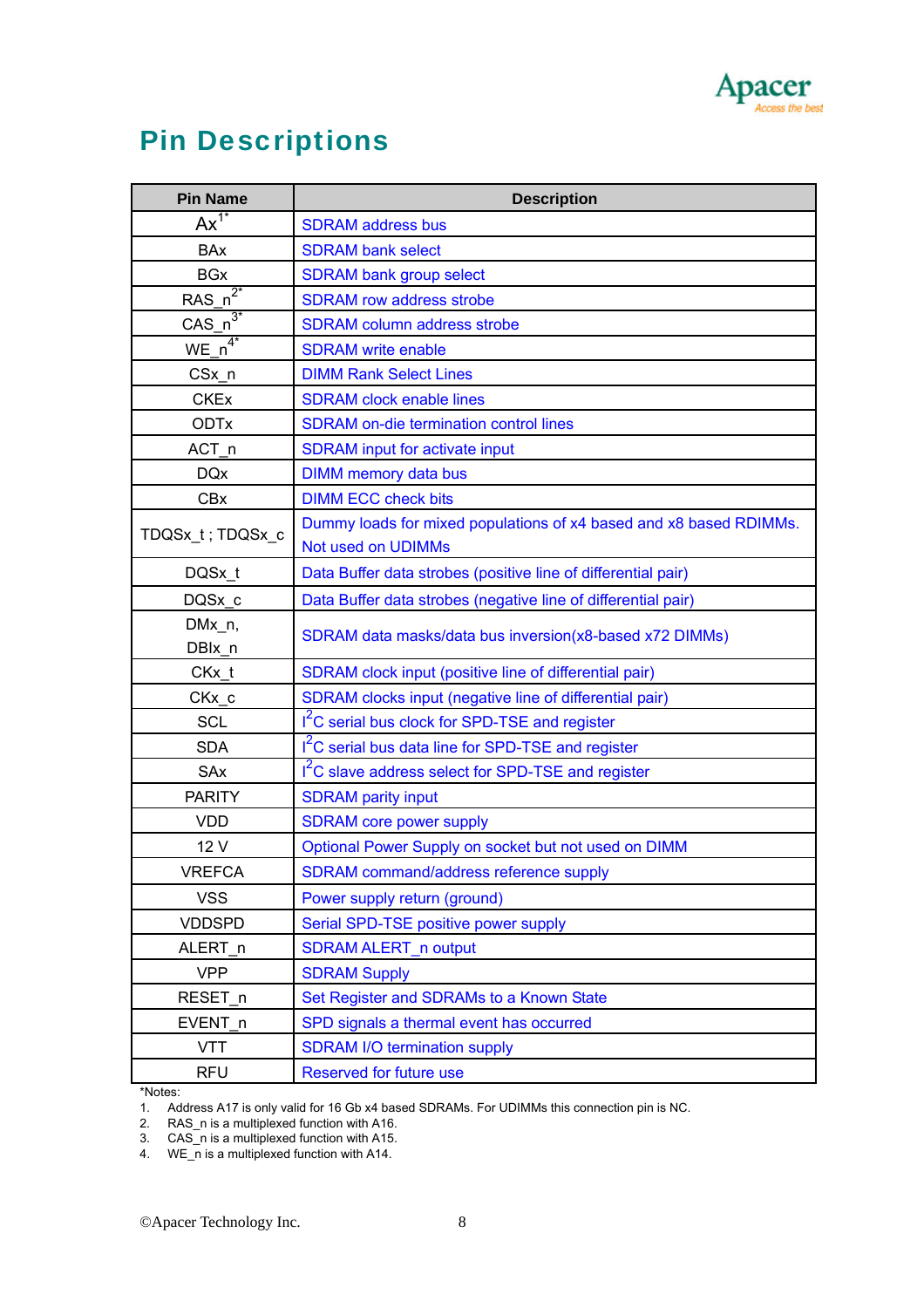# Pin Descriptions

| Pin Name | Description |
|---|---|
| Ax[1*] | SDRAM address bus |
| BAx | SDRAM bank select |
| BGx | SDRAM bank group select |
| RAS_n[2*] | SDRAM row address strobe |
| CAS_n[3*] | SDRAM column address strobe |
| WE_n[4*] | SDRAM write enable |
| CSx_n | DIMM Rank Select Lines |
| CKEx | SDRAM clock enable lines |
| ODTx | SDRAM on-die termination control lines |
| ACT_n | SDRAM input for activate input |
| DQx | DIMM memory data bus |
| CBx | DIMM ECC check bits |
| TDQSx_t ; TDQSx_c | Dummy loads for mixed populations of x4 based and x8 based RDIMMs. Not used on UDIMMs |
| DQSx_t | Data Buffer data strobes (positive line of differential pair) |
| DQSx_c | Data Buffer data strobes (negative line of differential pair) |
| DMx_n, DBIx_n | SDRAM data masks/data bus inversion(x8-based x72 DIMMs) |
| CKx_t | SDRAM clock input (positive line of differential pair) |
| CKx_c | SDRAM clocks input (negative line of differential pair) |
| SCL | $I^2C$ serial bus clock for SPD-TSE and register |
| SDA | $I^2C$ serial bus data line for SPD-TSE and register |
| SAx | $I^2C$ slave address select for SPD-TSE and register |
| PARITY | SDRAM parity input |
| VDD | SDRAM core power supply |
| 12 V | Optional Power Supply on socket but not used on DIMM |
| VREFCA | SDRAM command/address reference supply |
| VSS | Power supply return (ground) |
| VDDSPD | Serial SPD-TSE positive power supply |
| ALERT_n | SDRAM ALERT_n output |
| VPP | SDRAM Supply |
| RESET_n | Set Register and SDRAMs to a Known State |
| EVENT_n | SPD signals a thermal event has occurred |
| VTT | SDRAM I/O termination supply |
| RFU | Reserved for future use |

*Notes:

1. Address A17 is only valid for 16 Gb x4 based SDRAMs. For UDIMMs this connection pin is NC.
2. RAS_n is a multiplexed function with A16.
3. CAS_n is a multiplexed function with A15.
4. WE_n is a multiplexed function with A14.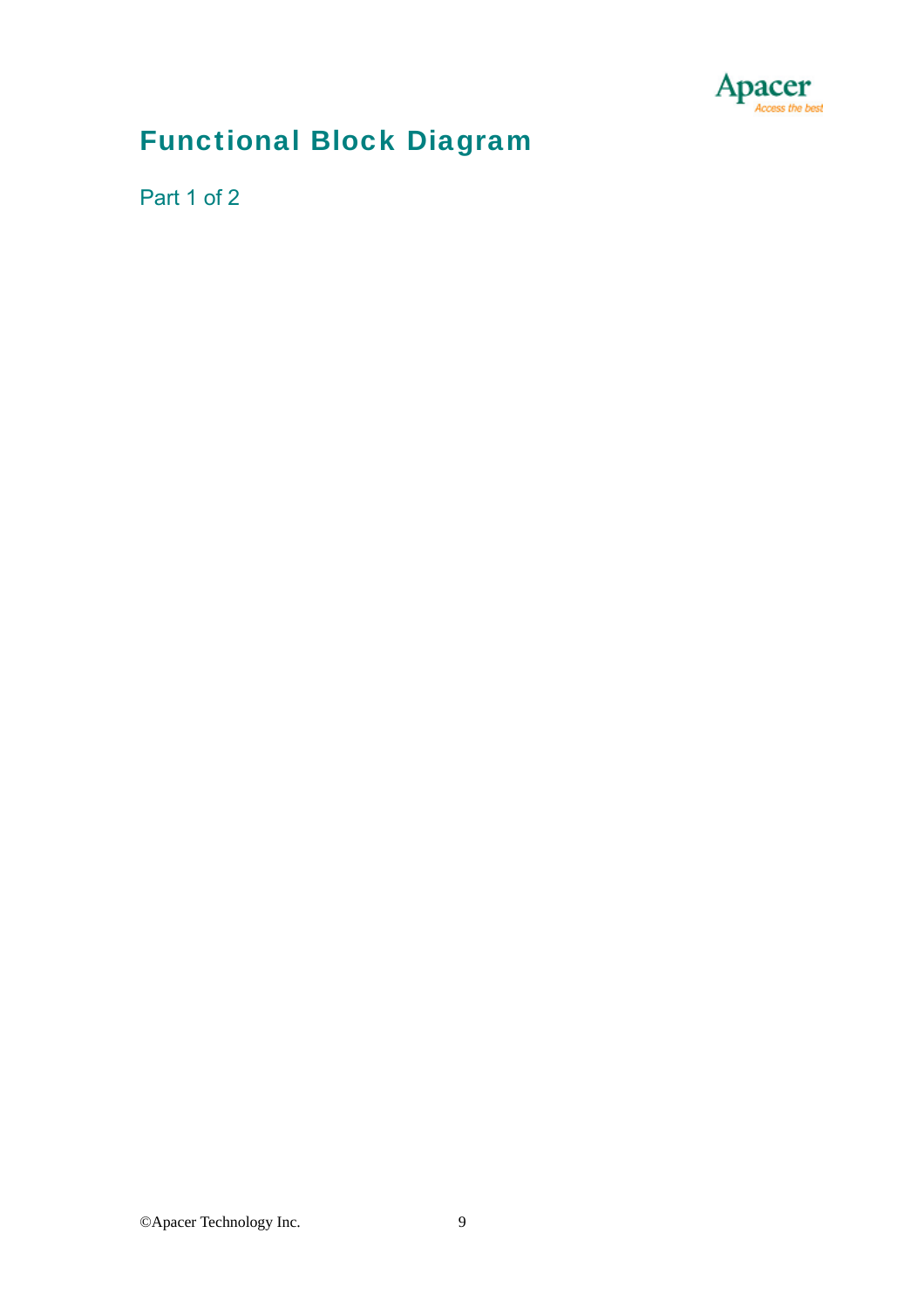# Functional Block Diagram

Part 1 of 2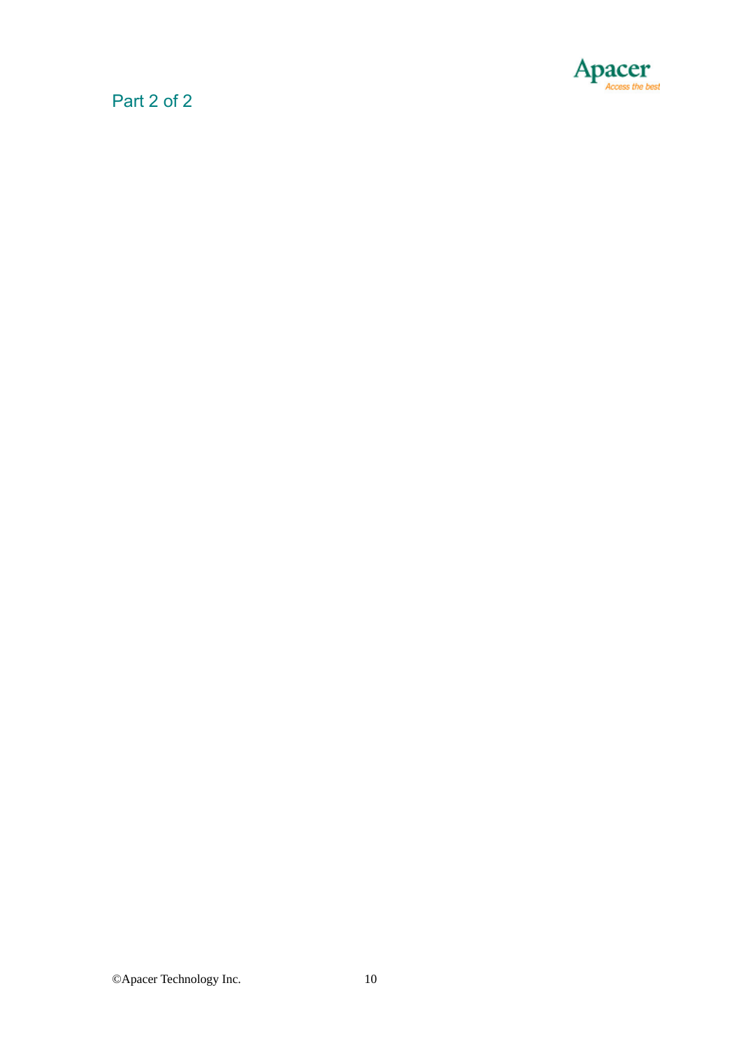Part 2 of 2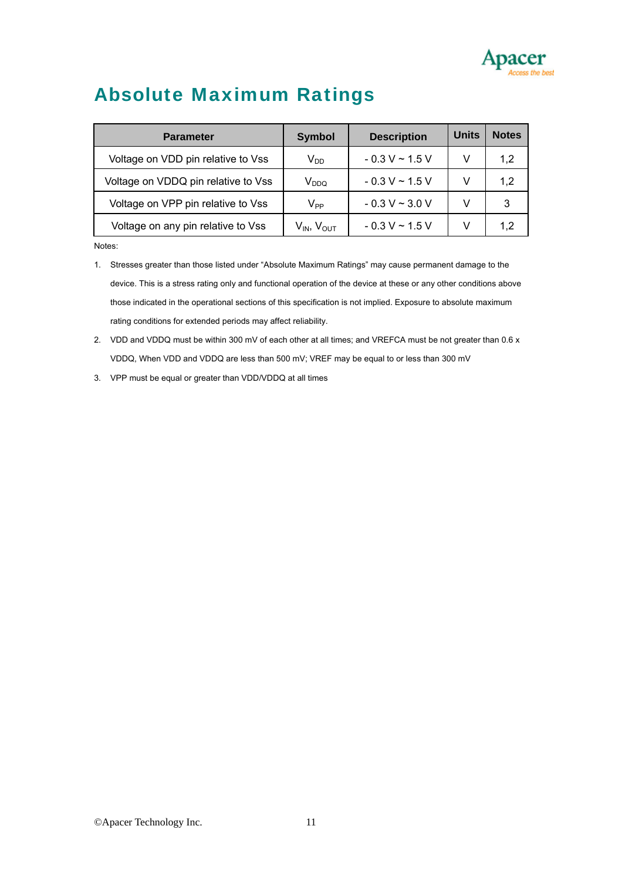# Absolute Maximum Ratings

| Parameter | Symbol | Description | Units | Notes |
|---|---|---|---|---|
| Voltage on VDD pin relative to Vss | $V_{DD}$ | - 0.3 V ~ 1.5 V | V | 1,2 |
| Voltage on VDDQ pin relative to Vss | $V_{DDQ}$ | - 0.3 V ~ 1.5 V | V | 1,2 |
| Voltage on VPP pin relative to Vss | $V_{PP}$ | - 0.3 V ~ 3.0 V | V | 3 |
| Voltage on any pin relative to Vss | $V_{IN}$, $V_{OUT}$ | - 0.3 V ~ 1.5 V | V | 1,2 |

Notes:

1. Stresses greater than those listed under "Absolute Maximum Ratings" may cause permanent damage to the device. This is a stress rating only and functional operation of the device at these or any other conditions above those indicated in the operational sections of this specification is not implied. Exposure to absolute maximum rating conditions for extended periods may affect reliability.
2. VDD and VDDQ must be within 300 mV of each other at all times; and VREFCA must be not greater than 0.6 x VDDQ, When VDD and VDDQ are less than 500 mV; VREF may be equal to or less than 300 mV
3. VPP must be equal or greater than VDD/VDDQ at all times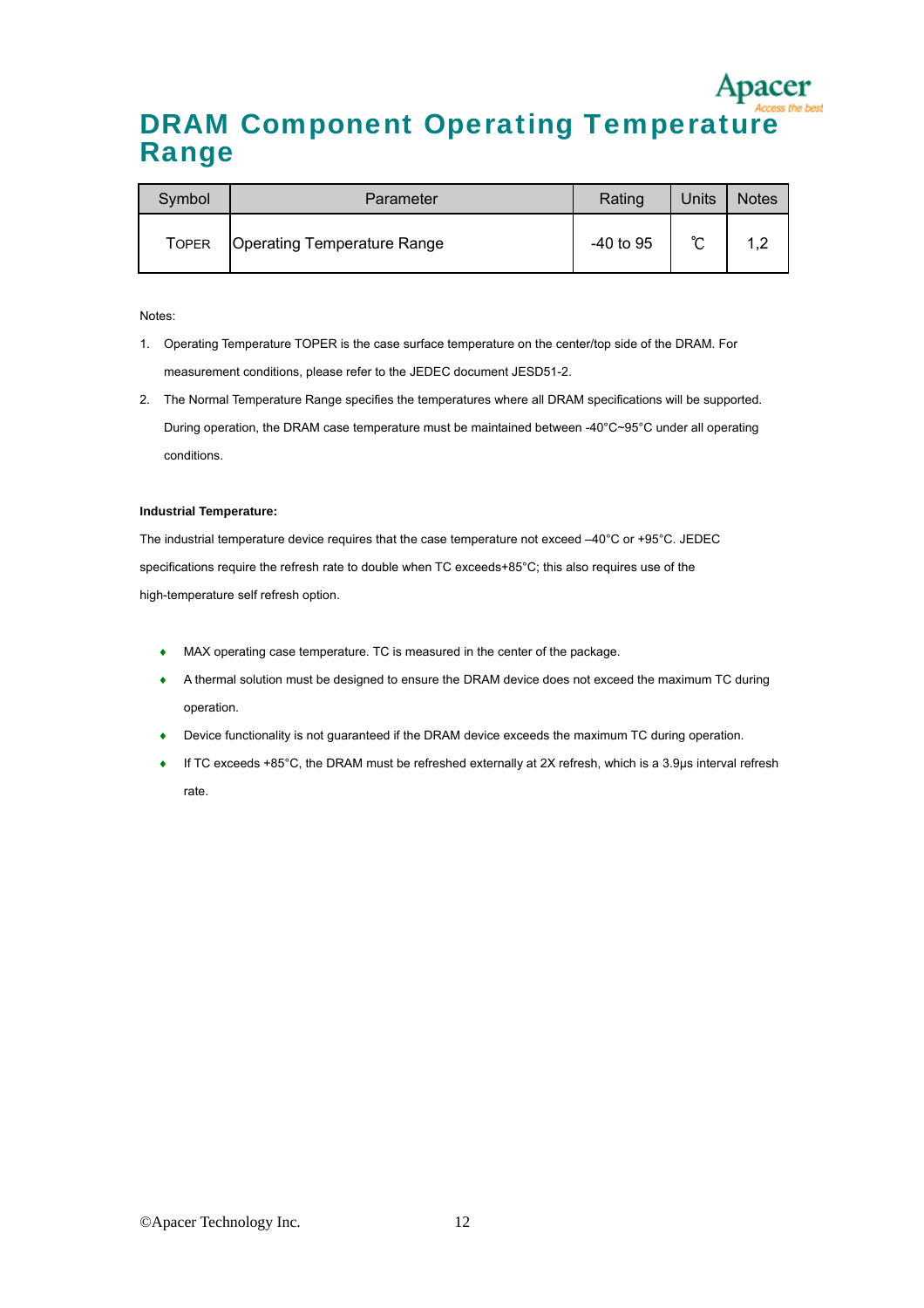// DRAM Component Operating Temperature Range

| Symbol | Parameter | Rating | Units | Notes |
|---|---|---|---|---|
| TOPER | Operating Temperature Range | -40 to 95 | ℃ | 1,2 |

Notes:

1. Operating Temperature TOPER is the case surface temperature on the center/top side of the DRAM. For measurement conditions, please refer to the JEDEC document JESD51-2.
2. The Normal Temperature Range specifies the temperatures where all DRAM specifications will be supported. During operation, the DRAM case temperature must be maintained between -40°C~95°C under all operating conditions.

**Industrial Temperature:**

The industrial temperature device requires that the case temperature not exceed –40°C or +95°C. JEDEC specifications require the refresh rate to double when TC exceeds+85°C; this also requires use of the high-temperature self refresh option.

- MAX operating case temperature. TC is measured in the center of the package.
- A thermal solution must be designed to ensure the DRAM device does not exceed the maximum TC during operation.
- Device functionality is not guaranteed if the DRAM device exceeds the maximum TC during operation.
- If TC exceeds +85°C, the DRAM must be refreshed externally at 2X refresh, which is a 3.9μs interval refresh rate.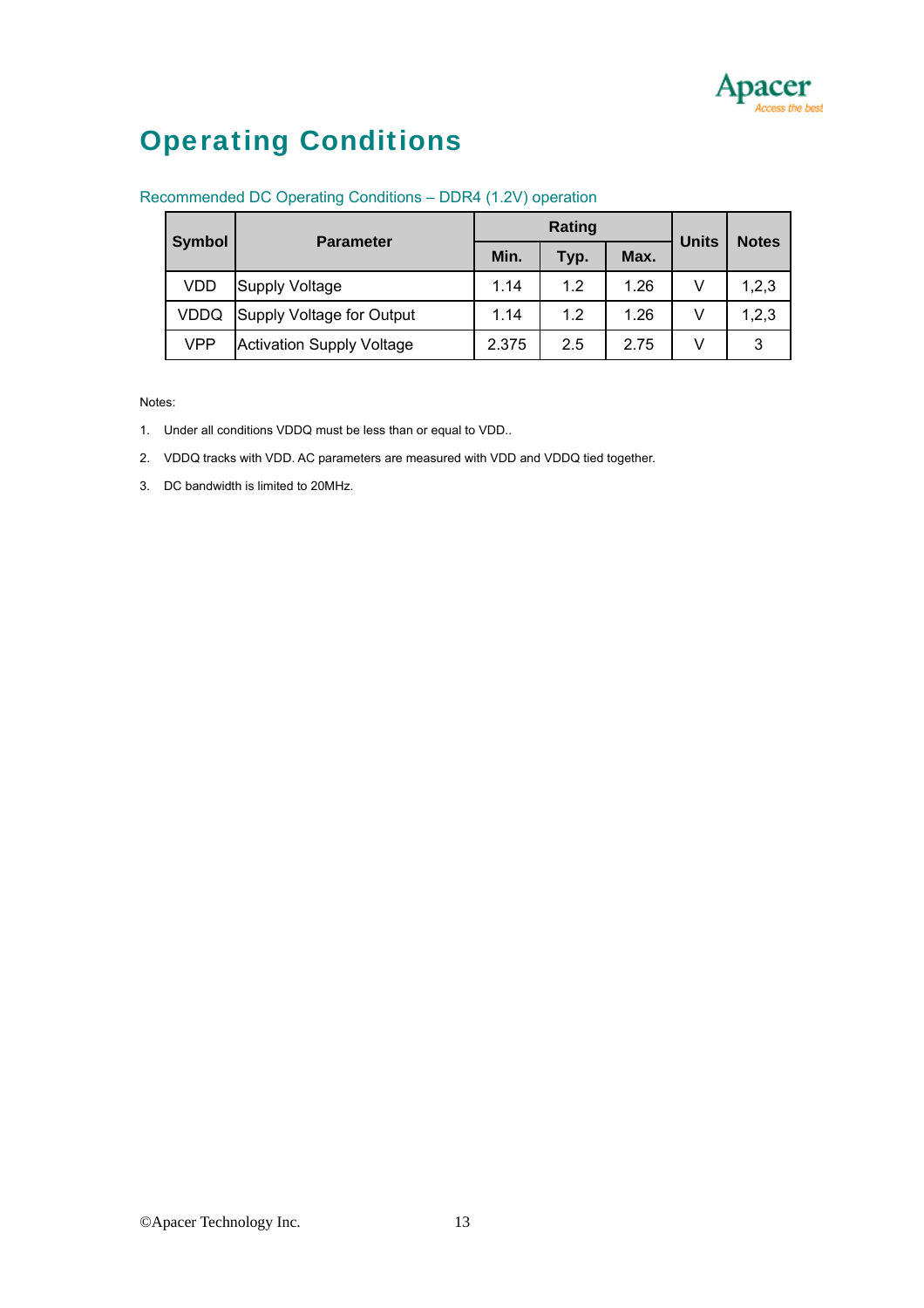# Operating Conditions

Recommended DC Operating Conditions – DDR4 (1.2V) operation

| Symbol | Parameter | Rating | | | Units | Notes |
|---|---|---|---|---|---|---|
| | | Min. | Typ. | Max. | | |
| VDD | Supply Voltage | 1.14 | 1.2 | 1.26 | V | 1,2,3 |
| VDDQ | Supply Voltage for Output | 1.14 | 1.2 | 1.26 | V | 1,2,3 |
| VPP | Activation Supply Voltage | 2.375 | 2.5 | 2.75 | V | 3 |

Notes:

1. Under all conditions VDDQ must be less than or equal to VDD..
2. VDDQ tracks with VDD. AC parameters are measured with VDD and VDDQ tied together.
3. DC bandwidth is limited to 20MHz.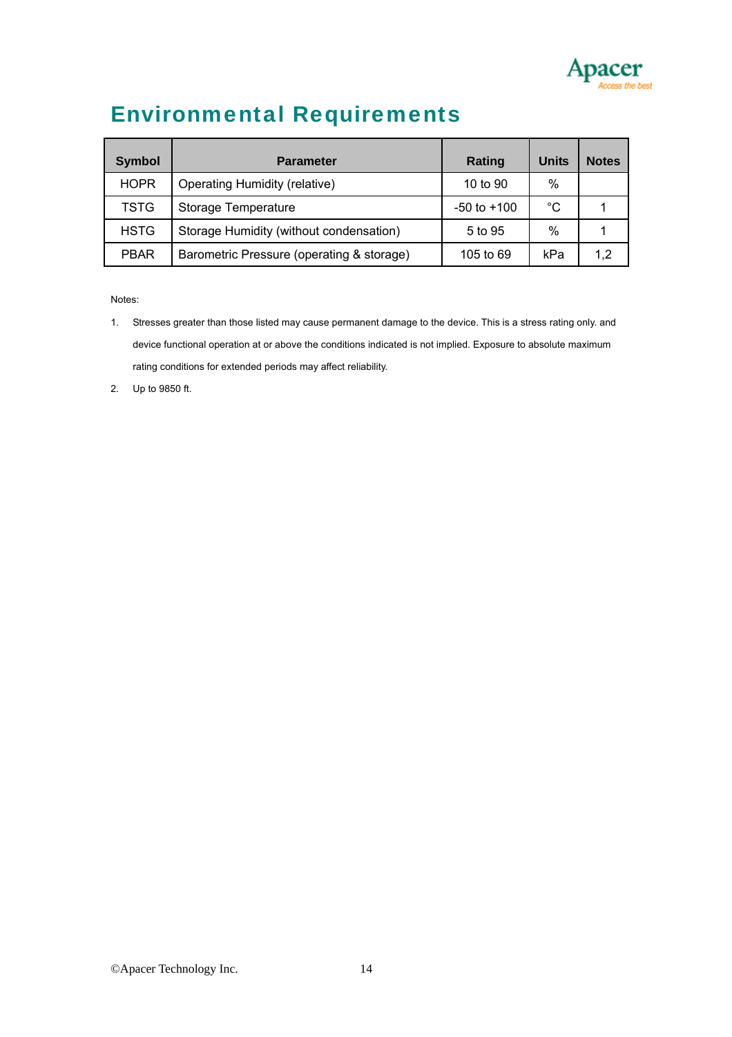# Environmental Requirements

| Symbol | Parameter | Rating | Units | Notes |
|---|---|---|---|---|
| HOPR | Operating Humidity (relative) | 10 to 90 | % | |
| TSTG | Storage Temperature | -50 to +100 | °C | 1 |
| HSTG | Storage Humidity (without condensation) | 5 to 95 | % | 1 |
| PBAR | Barometric Pressure (operating & storage) | 105 to 69 | kPa | 1,2 |

Notes:

1. Stresses greater than those listed may cause permanent damage to the device. This is a stress rating only. and device functional operation at or above the conditions indicated is not implied. Exposure to absolute maximum rating conditions for extended periods may affect reliability.
2. Up to 9850 ft.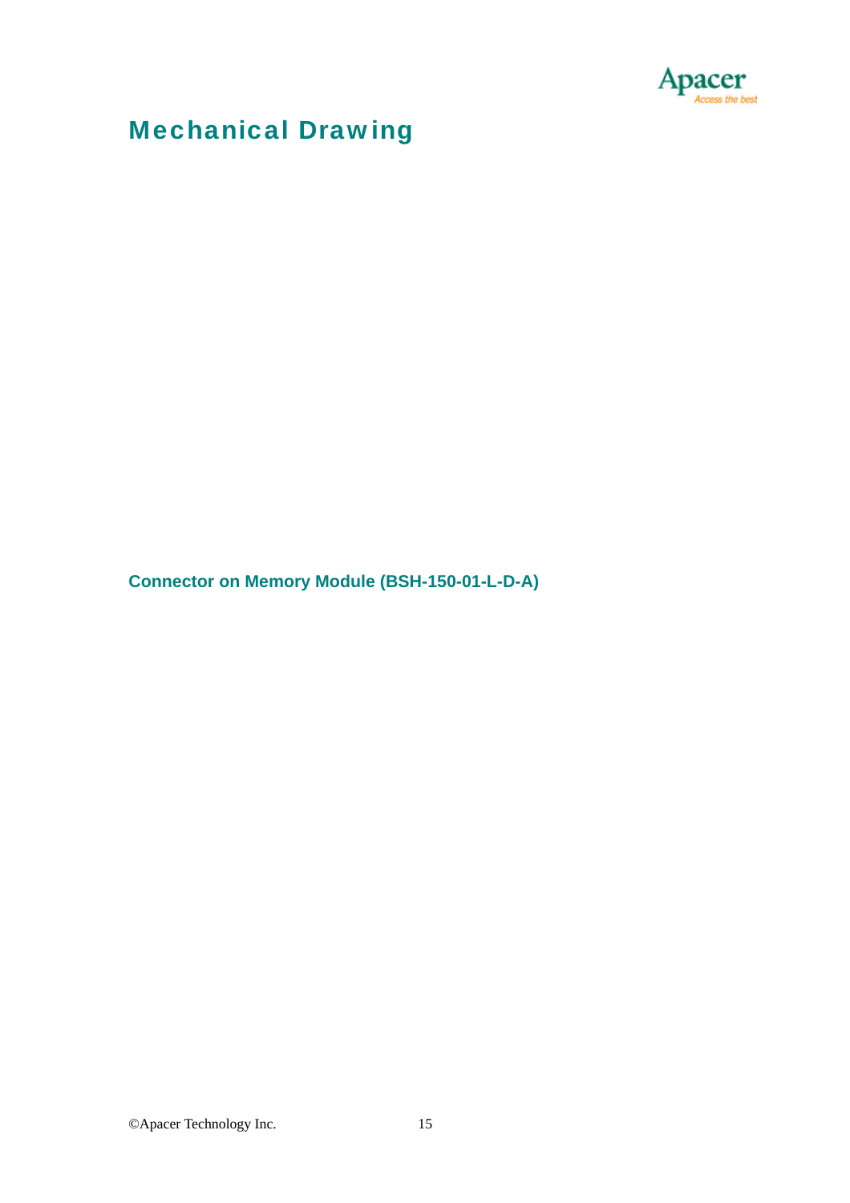# Mechanical Drawing

### Connector on Memory Module (BSH-150-01-L-D-A)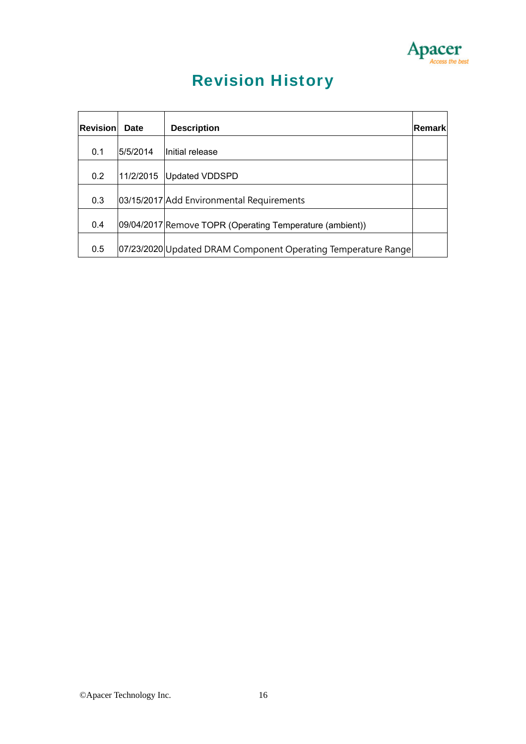# Revision History

| Revision | Date | Description | Remark |
|---|---|---|---|
| 0.1 | 5/5/2014 | Initial release | |
| 0.2 | 11/2/2015 | Updated VDDSPD | |
| 0.3 | 03/15/2017 | Add Environmental Requirements | |
| 0.4 | 09/04/2017 | Remove TOPR (Operating Temperature (ambient)) | |
| 0.5 | 07/23/2020 | Updated DRAM Component Operating Temperature Range | |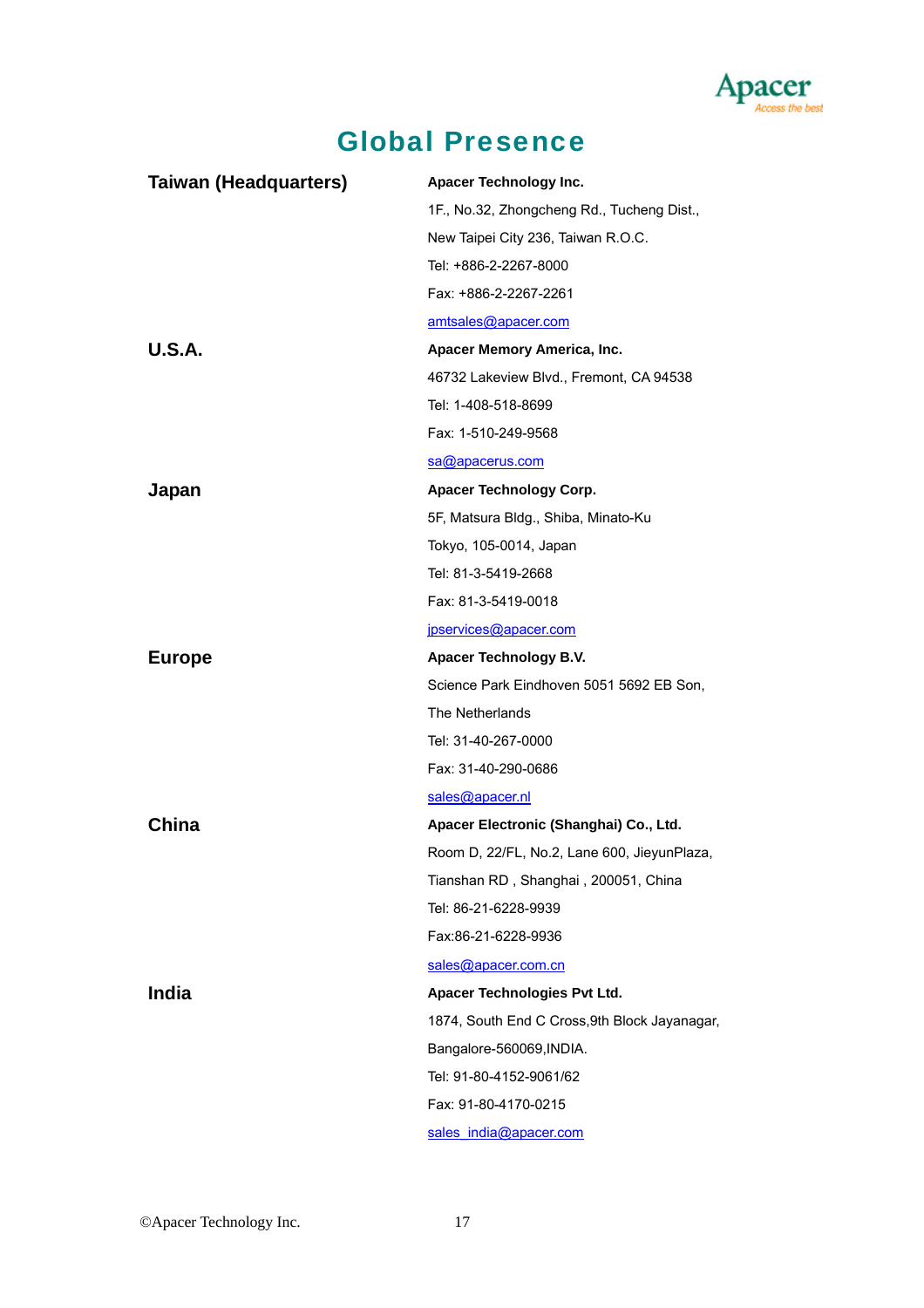# Global Presence

| | |
|---|---|
| **Taiwan (Headquarters)** | **Apacer Technology Inc.**<br>1F., No.32, Zhongcheng Rd., Tucheng Dist.,<br>New Taipei City 236, Taiwan R.O.C.<br>Tel: +886-2-2267-8000<br>Fax: +886-2-2267-2261<br>amtsales@apacer.com |
| **U.S.A.** | **Apacer Memory America, Inc.**<br>46732 Lakeview Blvd., Fremont, CA 94538<br>Tel: 1-408-518-8699<br>Fax: 1-510-249-9568<br>sa@apacerus.com |
| **Japan** | **Apacer Technology Corp.**<br>5F, Matsura Bldg., Shiba, Minato-Ku<br>Tokyo, 105-0014, Japan<br>Tel: 81-3-5419-2668<br>Fax: 81-3-5419-0018<br>jpservices@apacer.com |
| **Europe** | **Apacer Technology B.V.**<br>Science Park Eindhoven 5051 5692 EB Son,<br>The Netherlands<br>Tel: 31-40-267-0000<br>Fax: 31-40-290-0686<br>sales@apacer.nl |
| **China** | **Apacer Electronic (Shanghai) Co., Ltd.**<br>Room D, 22/FL, No.2, Lane 600, JieyunPlaza,<br>Tianshan RD , Shanghai , 200051, China<br>Tel: 86-21-6228-9939<br>Fax:86-21-6228-9936<br>sales@apacer.com.cn |
| **India** | **Apacer Technologies Pvt Ltd.**<br>1874, South End C Cross,9th Block Jayanagar,<br>Bangalore-560069,INDIA.<br>Tel: 91-80-4152-9061/62<br>Fax: 91-80-4170-0215<br>sales_india@apacer.com |

©Apacer Technology Inc.